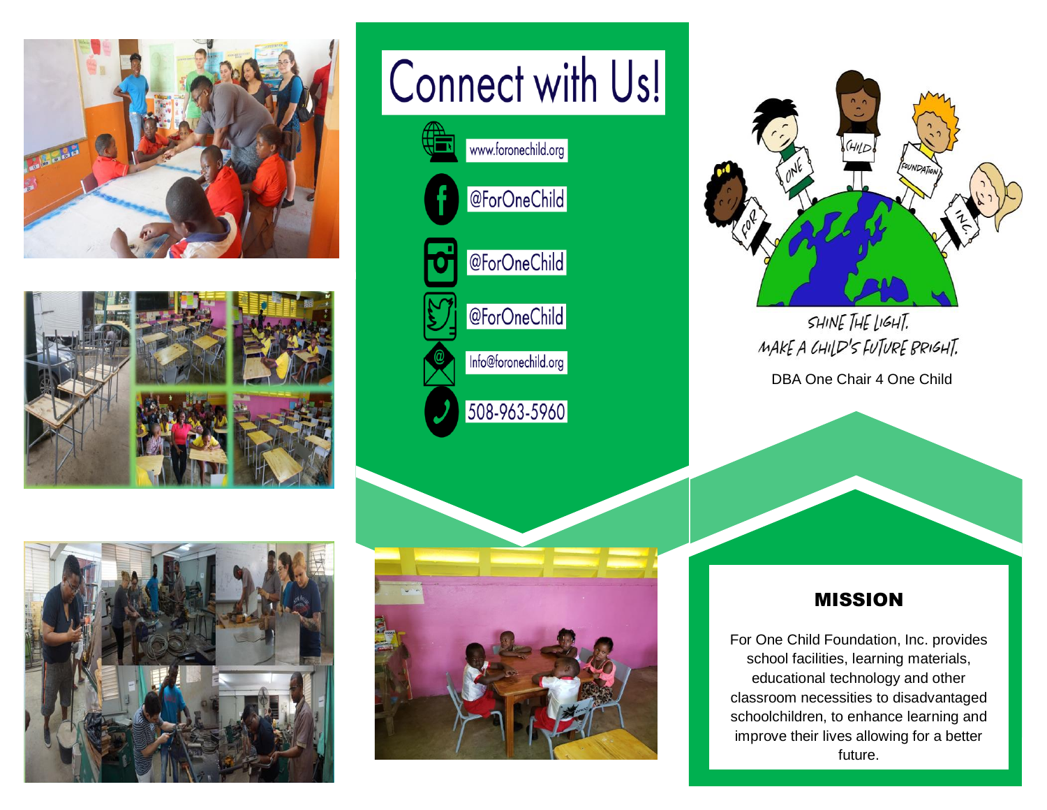# Connect with Us!

www.foronechild.org

@ForOneChild

@ForOneChild

@ForOneChild

Info@foronechild.org

508-963-5960

FOR ONE CHILD FOUNDATION INC.

SHINE THE LIGHT.
MAKE A CHILD'S FUTURE BRIGHT.

DBA One Chair 4 One Child

## MISSION

For One Child Foundation, Inc. provides school facilities, learning materials, educational technology and other classroom necessities to disadvantaged schoolchildren, to enhance learning and improve their lives allowing for a better future.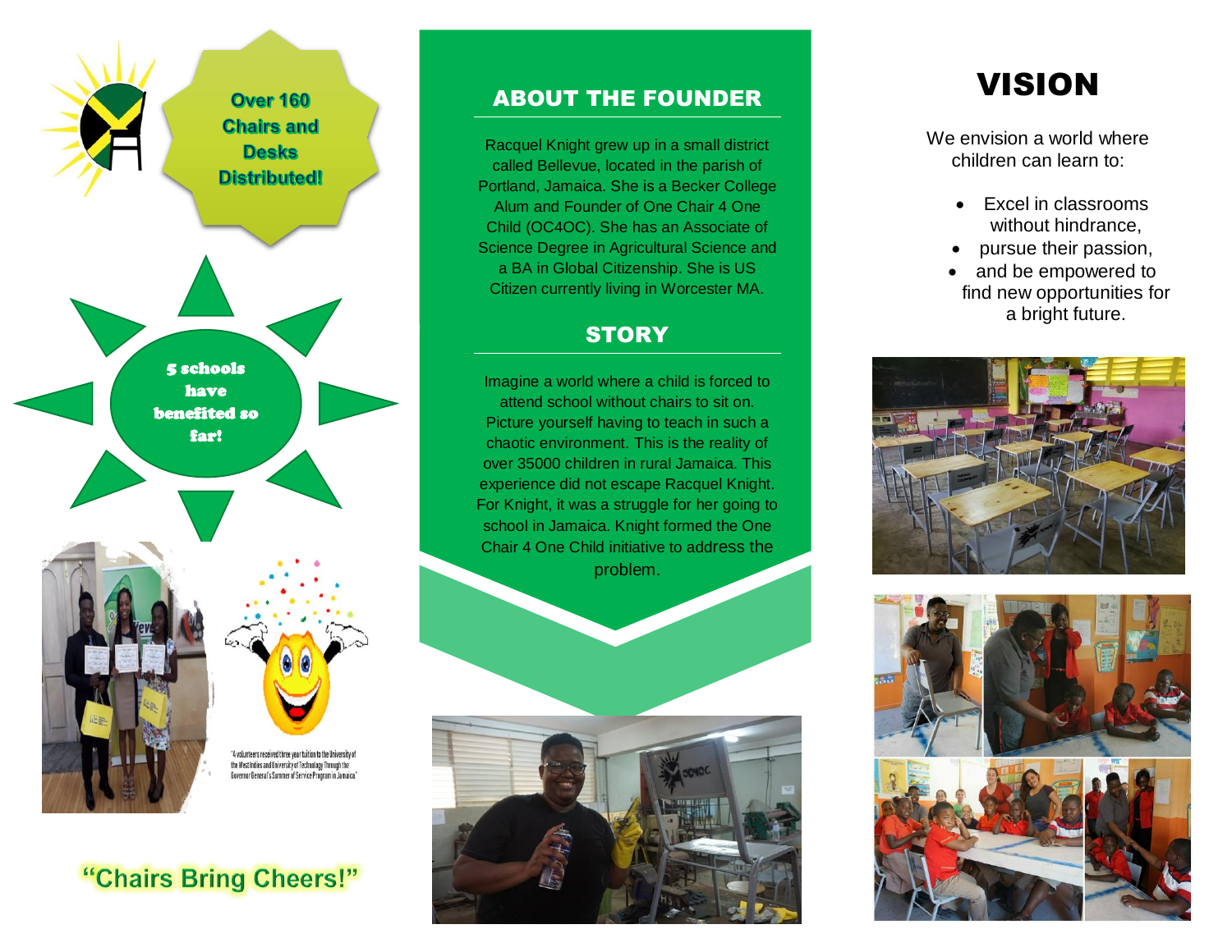Over 160 Chairs and Desks Distributed!

5 schools have benefited so far!

"4 volunteers received three year tuition to the University of the West Indies and University of Technology Through the Governor General's Summer of Service Program in Jamaica."

"Chairs Bring Cheers!"

## ABOUT THE FOUNDER

Racquel Knight grew up in a small district called Bellevue, located in the parish of Portland, Jamaica. She is a Becker College Alum and Founder of One Chair 4 One Child (OC4OC). She has an Associate of Science Degree in Agricultural Science and a BA in Global Citizenship. She is US Citizen currently living in Worcester MA.

## STORY

Imagine a world where a child is forced to attend school without chairs to sit on. Picture yourself having to teach in such a chaotic environment. This is the reality of over 35000 children in rural Jamaica. This experience did not escape Racquel Knight. For Knight, it was a struggle for her going to school in Jamaica. Knight formed the One Chair 4 One Child initiative to address the problem.

# VISION

We envision a world where children can learn to:

- Excel in classrooms without hindrance,
- pursue their passion,
- and be empowered to find new opportunities for a bright future.